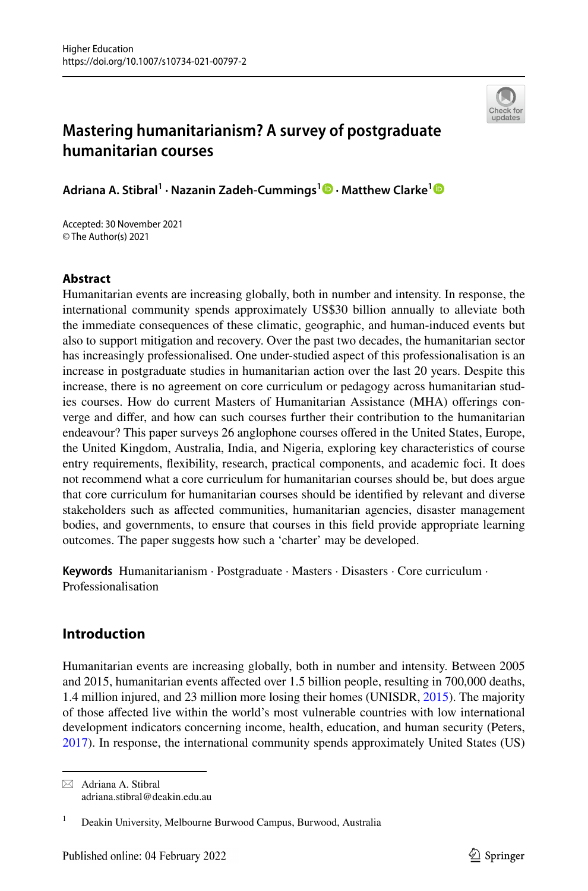# Mastering humanitarianism? A survey of postgraduate humanitarian courses

**Adriana A. Stibral**[1] **· Nazanin Zadeh-Cummings**[1] **· Matthew Clarke**[1]

Accepted: 30 November 2021
© The Author(s) 2021

## Abstract

Humanitarian events are increasing globally, both in number and intensity. In response, the international community spends approximately US$30 billion annually to alleviate both the immediate consequences of these climatic, geographic, and human-induced events but also to support mitigation and recovery. Over the past two decades, the humanitarian sector has increasingly professionalised. One under-studied aspect of this professionalisation is an increase in postgraduate studies in humanitarian action over the last 20 years. Despite this increase, there is no agreement on core curriculum or pedagogy across humanitarian studies courses. How do current Masters of Humanitarian Assistance (MHA) offerings converge and differ, and how can such courses further their contribution to the humanitarian endeavour? This paper surveys 26 anglophone courses offered in the United States, Europe, the United Kingdom, Australia, India, and Nigeria, exploring key characteristics of course entry requirements, flexibility, research, practical components, and academic foci. It does not recommend what a core curriculum for humanitarian courses should be, but does argue that core curriculum for humanitarian courses should be identified by relevant and diverse stakeholders such as affected communities, humanitarian agencies, disaster management bodies, and governments, to ensure that courses in this field provide appropriate learning outcomes. The paper suggests how such a 'charter' may be developed.

**Keywords** Humanitarianism · Postgraduate · Masters · Disasters · Core curriculum · Professionalisation

## Introduction

Humanitarian events are increasing globally, both in number and intensity. Between 2005 and 2015, humanitarian events affected over 1.5 billion people, resulting in 700,000 deaths, 1.4 million injured, and 23 million more losing their homes (UNISDR, 2015). The majority of those affected live within the world's most vulnerable countries with low international development indicators concerning income, health, education, and human security (Peters, 2017). In response, the international community spends approximately United States (US)

---

✉ Adriana A. Stibral
adriana.stibral@deakin.edu.au

[1] Deakin University, Melbourne Burwood Campus, Burwood, Australia

Published online: 04 February 2022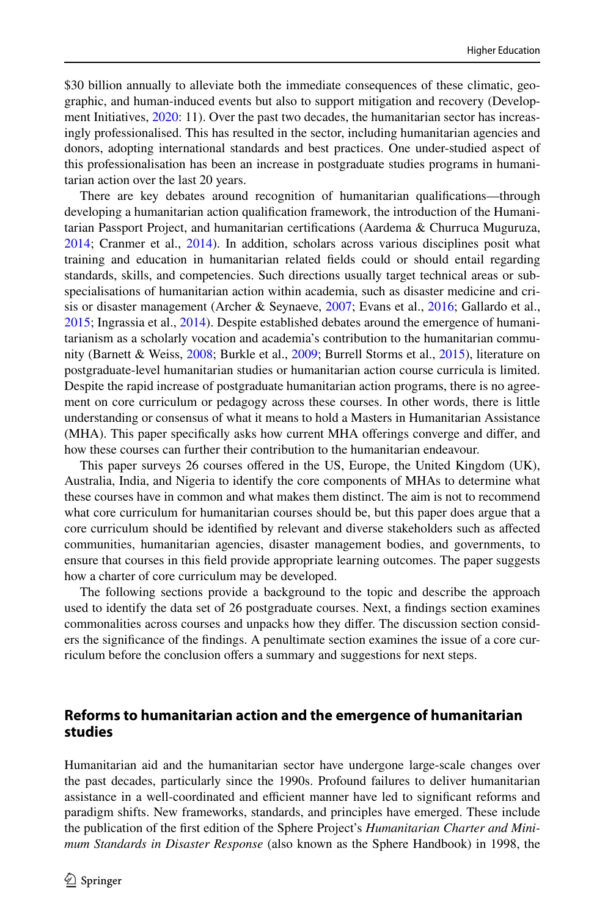$30 billion annually to alleviate both the immediate consequences of these climatic, geographic, and human-induced events but also to support mitigation and recovery (Development Initiatives, 2020: 11). Over the past two decades, the humanitarian sector has increasingly professionalised. This has resulted in the sector, including humanitarian agencies and donors, adopting international standards and best practices. One under-studied aspect of this professionalisation has been an increase in postgraduate studies programs in humanitarian action over the last 20 years.

There are key debates around recognition of humanitarian qualifications—through developing a humanitarian action qualification framework, the introduction of the Humanitarian Passport Project, and humanitarian certifications (Aardema & Churruca Muguruza, 2014; Cranmer et al., 2014). In addition, scholars across various disciplines posit what training and education in humanitarian related fields could or should entail regarding standards, skills, and competencies. Such directions usually target technical areas or sub-specialisations of humanitarian action within academia, such as disaster medicine and crisis or disaster management (Archer & Seynaeve, 2007; Evans et al., 2016; Gallardo et al., 2015; Ingrassia et al., 2014). Despite established debates around the emergence of humanitarianism as a scholarly vocation and academia's contribution to the humanitarian community (Barnett & Weiss, 2008; Burkle et al., 2009; Burrell Storms et al., 2015), literature on postgraduate-level humanitarian studies or humanitarian action course curricula is limited. Despite the rapid increase of postgraduate humanitarian action programs, there is no agreement on core curriculum or pedagogy across these courses. In other words, there is little understanding or consensus of what it means to hold a Masters in Humanitarian Assistance (MHA). This paper specifically asks how current MHA offerings converge and differ, and how these courses can further their contribution to the humanitarian endeavour.

This paper surveys 26 courses offered in the US, Europe, the United Kingdom (UK), Australia, India, and Nigeria to identify the core components of MHAs to determine what these courses have in common and what makes them distinct. The aim is not to recommend what core curriculum for humanitarian courses should be, but this paper does argue that a core curriculum should be identified by relevant and diverse stakeholders such as affected communities, humanitarian agencies, disaster management bodies, and governments, to ensure that courses in this field provide appropriate learning outcomes. The paper suggests how a charter of core curriculum may be developed.

The following sections provide a background to the topic and describe the approach used to identify the data set of 26 postgraduate courses. Next, a findings section examines commonalities across courses and unpacks how they differ. The discussion section considers the significance of the findings. A penultimate section examines the issue of a core curriculum before the conclusion offers a summary and suggestions for next steps.

## Reforms to humanitarian action and the emergence of humanitarian studies

Humanitarian aid and the humanitarian sector have undergone large-scale changes over the past decades, particularly since the 1990s. Profound failures to deliver humanitarian assistance in a well-coordinated and efficient manner have led to significant reforms and paradigm shifts. New frameworks, standards, and principles have emerged. These include the publication of the first edition of the Sphere Project's *Humanitarian Charter and Minimum Standards in Disaster Response* (also known as the Sphere Handbook) in 1998, the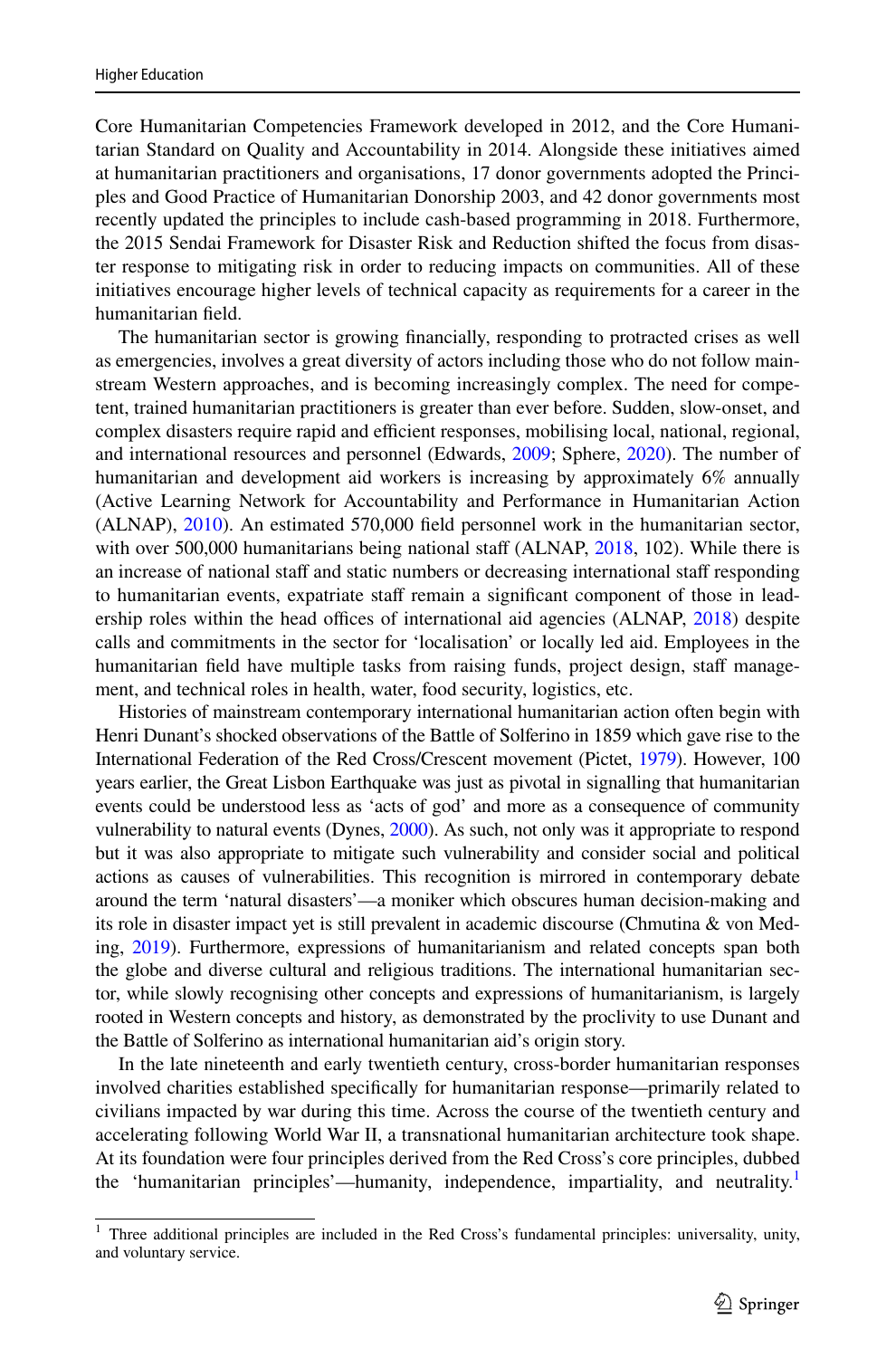Core Humanitarian Competencies Framework developed in 2012, and the Core Humanitarian Standard on Quality and Accountability in 2014. Alongside these initiatives aimed at humanitarian practitioners and organisations, 17 donor governments adopted the Principles and Good Practice of Humanitarian Donorship 2003, and 42 donor governments most recently updated the principles to include cash-based programming in 2018. Furthermore, the 2015 Sendai Framework for Disaster Risk and Reduction shifted the focus from disaster response to mitigating risk in order to reducing impacts on communities. All of these initiatives encourage higher levels of technical capacity as requirements for a career in the humanitarian field.

The humanitarian sector is growing financially, responding to protracted crises as well as emergencies, involves a great diversity of actors including those who do not follow mainstream Western approaches, and is becoming increasingly complex. The need for competent, trained humanitarian practitioners is greater than ever before. Sudden, slow-onset, and complex disasters require rapid and efficient responses, mobilising local, national, regional, and international resources and personnel (Edwards, 2009; Sphere, 2020). The number of humanitarian and development aid workers is increasing by approximately 6% annually (Active Learning Network for Accountability and Performance in Humanitarian Action (ALNAP), 2010). An estimated 570,000 field personnel work in the humanitarian sector, with over 500,000 humanitarians being national staff (ALNAP, 2018, 102). While there is an increase of national staff and static numbers or decreasing international staff responding to humanitarian events, expatriate staff remain a significant component of those in leadership roles within the head offices of international aid agencies (ALNAP, 2018) despite calls and commitments in the sector for 'localisation' or locally led aid. Employees in the humanitarian field have multiple tasks from raising funds, project design, staff management, and technical roles in health, water, food security, logistics, etc.

Histories of mainstream contemporary international humanitarian action often begin with Henri Dunant's shocked observations of the Battle of Solferino in 1859 which gave rise to the International Federation of the Red Cross/Crescent movement (Pictet, 1979). However, 100 years earlier, the Great Lisbon Earthquake was just as pivotal in signalling that humanitarian events could be understood less as 'acts of god' and more as a consequence of community vulnerability to natural events (Dynes, 2000). As such, not only was it appropriate to respond but it was also appropriate to mitigate such vulnerability and consider social and political actions as causes of vulnerabilities. This recognition is mirrored in contemporary debate around the term 'natural disasters'—a moniker which obscures human decision-making and its role in disaster impact yet is still prevalent in academic discourse (Chmutina & von Meding, 2019). Furthermore, expressions of humanitarianism and related concepts span both the globe and diverse cultural and religious traditions. The international humanitarian sector, while slowly recognising other concepts and expressions of humanitarianism, is largely rooted in Western concepts and history, as demonstrated by the proclivity to use Dunant and the Battle of Solferino as international humanitarian aid's origin story.

In the late nineteenth and early twentieth century, cross-border humanitarian responses involved charities established specifically for humanitarian response—primarily related to civilians impacted by war during this time. Across the course of the twentieth century and accelerating following World War II, a transnational humanitarian architecture took shape. At its foundation were four principles derived from the Red Cross's core principles, dubbed the 'humanitarian principles'—humanity, independence, impartiality, and neutrality.[1]

[1] Three additional principles are included in the Red Cross's fundamental principles: universality, unity, and voluntary service.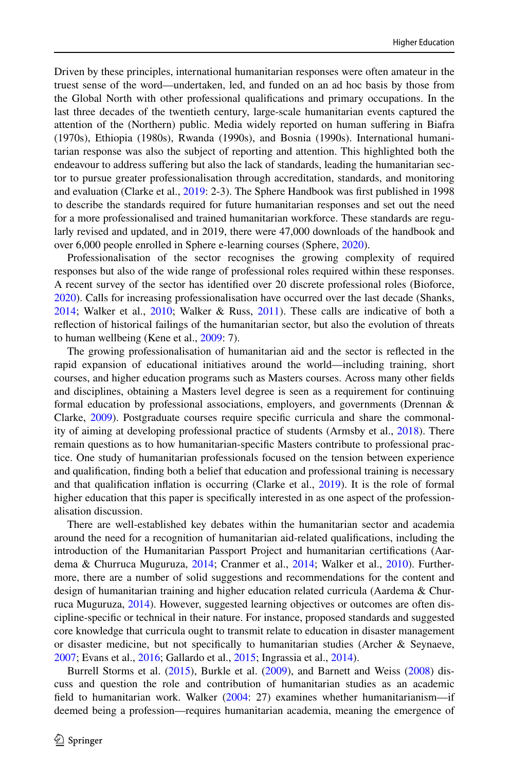Driven by these principles, international humanitarian responses were often amateur in the truest sense of the word—undertaken, led, and funded on an ad hoc basis by those from the Global North with other professional qualifications and primary occupations. In the last three decades of the twentieth century, large-scale humanitarian events captured the attention of the (Northern) public. Media widely reported on human suffering in Biafra (1970s), Ethiopia (1980s), Rwanda (1990s), and Bosnia (1990s). International humanitarian response was also the subject of reporting and attention. This highlighted both the endeavour to address suffering but also the lack of standards, leading the humanitarian sector to pursue greater professionalisation through accreditation, standards, and monitoring and evaluation (Clarke et al., 2019: 2-3). The Sphere Handbook was first published in 1998 to describe the standards required for future humanitarian responses and set out the need for a more professionalised and trained humanitarian workforce. These standards are regularly revised and updated, and in 2019, there were 47,000 downloads of the handbook and over 6,000 people enrolled in Sphere e-learning courses (Sphere, 2020).

Professionalisation of the sector recognises the growing complexity of required responses but also of the wide range of professional roles required within these responses. A recent survey of the sector has identified over 20 discrete professional roles (Bioforce, 2020). Calls for increasing professionalisation have occurred over the last decade (Shanks, 2014; Walker et al., 2010; Walker & Russ, 2011). These calls are indicative of both a reflection of historical failings of the humanitarian sector, but also the evolution of threats to human wellbeing (Kene et al., 2009: 7).

The growing professionalisation of humanitarian aid and the sector is reflected in the rapid expansion of educational initiatives around the world—including training, short courses, and higher education programs such as Masters courses. Across many other fields and disciplines, obtaining a Masters level degree is seen as a requirement for continuing formal education by professional associations, employers, and governments (Drennan & Clarke, 2009). Postgraduate courses require specific curricula and share the commonality of aiming at developing professional practice of students (Armsby et al., 2018). There remain questions as to how humanitarian-specific Masters contribute to professional practice. One study of humanitarian professionals focused on the tension between experience and qualification, finding both a belief that education and professional training is necessary and that qualification inflation is occurring (Clarke et al., 2019). It is the role of formal higher education that this paper is specifically interested in as one aspect of the professionalisation discussion.

There are well-established key debates within the humanitarian sector and academia around the need for a recognition of humanitarian aid-related qualifications, including the introduction of the Humanitarian Passport Project and humanitarian certifications (Aardema & Churruca Muguruza, 2014; Cranmer et al., 2014; Walker et al., 2010). Furthermore, there are a number of solid suggestions and recommendations for the content and design of humanitarian training and higher education related curricula (Aardema & Churruca Muguruza, 2014). However, suggested learning objectives or outcomes are often discipline-specific or technical in their nature. For instance, proposed standards and suggested core knowledge that curricula ought to transmit relate to education in disaster management or disaster medicine, but not specifically to humanitarian studies (Archer & Seynaeve, 2007; Evans et al., 2016; Gallardo et al., 2015; Ingrassia et al., 2014).

Burrell Storms et al. (2015), Burkle et al. (2009), and Barnett and Weiss (2008) discuss and question the role and contribution of humanitarian studies as an academic field to humanitarian work. Walker (2004: 27) examines whether humanitarianism—if deemed being a profession—requires humanitarian academia, meaning the emergence of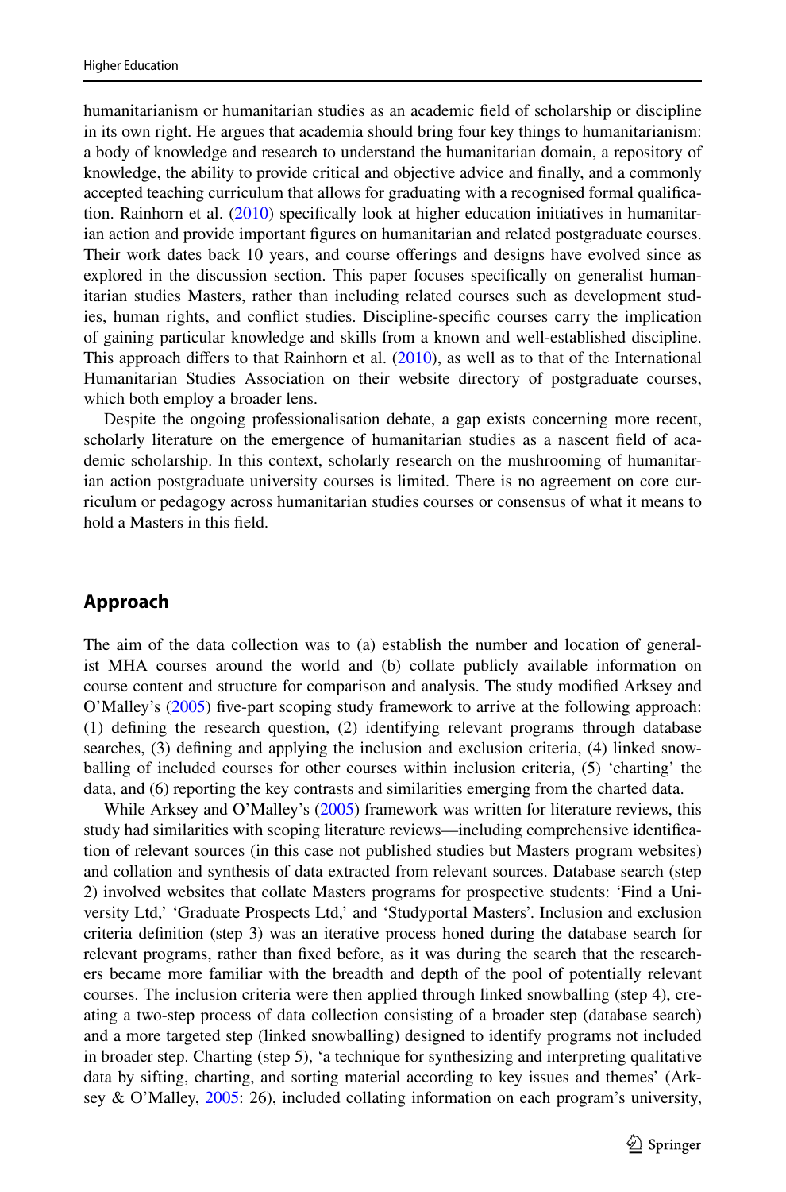humanitarianism or humanitarian studies as an academic field of scholarship or discipline in its own right. He argues that academia should bring four key things to humanitarianism: a body of knowledge and research to understand the humanitarian domain, a repository of knowledge, the ability to provide critical and objective advice and finally, and a commonly accepted teaching curriculum that allows for graduating with a recognised formal qualification. Rainhorn et al. (2010) specifically look at higher education initiatives in humanitarian action and provide important figures on humanitarian and related postgraduate courses. Their work dates back 10 years, and course offerings and designs have evolved since as explored in the discussion section. This paper focuses specifically on generalist humanitarian studies Masters, rather than including related courses such as development studies, human rights, and conflict studies. Discipline-specific courses carry the implication of gaining particular knowledge and skills from a known and well-established discipline. This approach differs to that Rainhorn et al. (2010), as well as to that of the International Humanitarian Studies Association on their website directory of postgraduate courses, which both employ a broader lens.

Despite the ongoing professionalisation debate, a gap exists concerning more recent, scholarly literature on the emergence of humanitarian studies as a nascent field of academic scholarship. In this context, scholarly research on the mushrooming of humanitarian action postgraduate university courses is limited. There is no agreement on core curriculum or pedagogy across humanitarian studies courses or consensus of what it means to hold a Masters in this field.

## Approach

The aim of the data collection was to (a) establish the number and location of generalist MHA courses around the world and (b) collate publicly available information on course content and structure for comparison and analysis. The study modified Arksey and O'Malley's (2005) five-part scoping study framework to arrive at the following approach: (1) defining the research question, (2) identifying relevant programs through database searches, (3) defining and applying the inclusion and exclusion criteria, (4) linked snowballing of included courses for other courses within inclusion criteria, (5) 'charting' the data, and (6) reporting the key contrasts and similarities emerging from the charted data.

While Arksey and O'Malley's (2005) framework was written for literature reviews, this study had similarities with scoping literature reviews—including comprehensive identification of relevant sources (in this case not published studies but Masters program websites) and collation and synthesis of data extracted from relevant sources. Database search (step 2) involved websites that collate Masters programs for prospective students: 'Find a University Ltd,' 'Graduate Prospects Ltd,' and 'Studyportal Masters'. Inclusion and exclusion criteria definition (step 3) was an iterative process honed during the database search for relevant programs, rather than fixed before, as it was during the search that the researchers became more familiar with the breadth and depth of the pool of potentially relevant courses. The inclusion criteria were then applied through linked snowballing (step 4), creating a two-step process of data collection consisting of a broader step (database search) and a more targeted step (linked snowballing) designed to identify programs not included in broader step. Charting (step 5), 'a technique for synthesizing and interpreting qualitative data by sifting, charting, and sorting material according to key issues and themes' (Arksey & O'Malley, 2005: 26), included collating information on each program's university,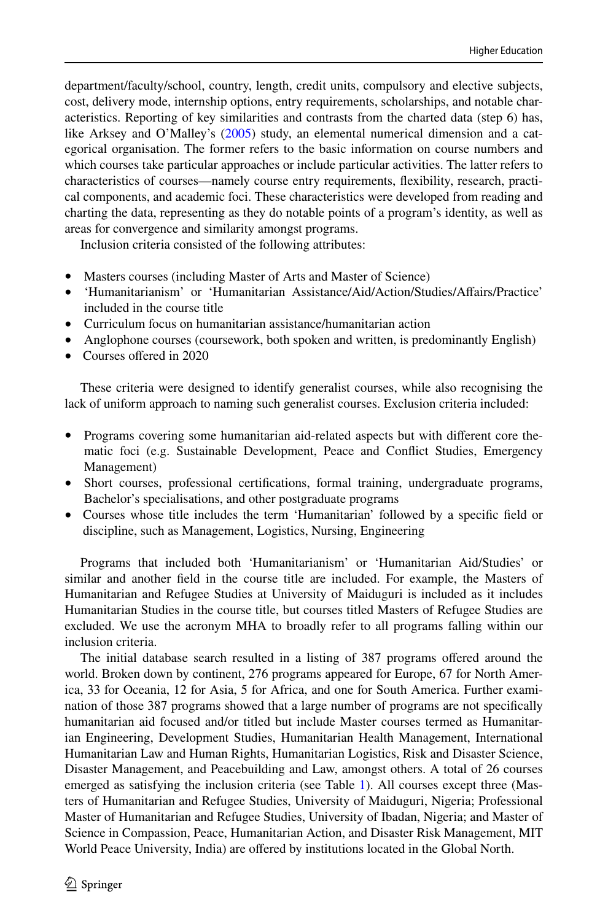department/faculty/school, country, length, credit units, compulsory and elective subjects, cost, delivery mode, internship options, entry requirements, scholarships, and notable characteristics. Reporting of key similarities and contrasts from the charted data (step 6) has, like Arksey and O'Malley's (2005) study, an elemental numerical dimension and a categorical organisation. The former refers to the basic information on course numbers and which courses take particular approaches or include particular activities. The latter refers to characteristics of courses—namely course entry requirements, flexibility, research, practical components, and academic foci. These characteristics were developed from reading and charting the data, representing as they do notable points of a program's identity, as well as areas for convergence and similarity amongst programs.

Inclusion criteria consisted of the following attributes:

- Masters courses (including Master of Arts and Master of Science)
- 'Humanitarianism' or 'Humanitarian Assistance/Aid/Action/Studies/Affairs/Practice' included in the course title
- Curriculum focus on humanitarian assistance/humanitarian action
- Anglophone courses (coursework, both spoken and written, is predominantly English)
- Courses offered in 2020

These criteria were designed to identify generalist courses, while also recognising the lack of uniform approach to naming such generalist courses. Exclusion criteria included:

- Programs covering some humanitarian aid-related aspects but with different core thematic foci (e.g. Sustainable Development, Peace and Conflict Studies, Emergency Management)
- Short courses, professional certifications, formal training, undergraduate programs, Bachelor's specialisations, and other postgraduate programs
- Courses whose title includes the term 'Humanitarian' followed by a specific field or discipline, such as Management, Logistics, Nursing, Engineering

Programs that included both 'Humanitarianism' or 'Humanitarian Aid/Studies' or similar and another field in the course title are included. For example, the Masters of Humanitarian and Refugee Studies at University of Maiduguri is included as it includes Humanitarian Studies in the course title, but courses titled Masters of Refugee Studies are excluded. We use the acronym MHA to broadly refer to all programs falling within our inclusion criteria.

The initial database search resulted in a listing of 387 programs offered around the world. Broken down by continent, 276 programs appeared for Europe, 67 for North America, 33 for Oceania, 12 for Asia, 5 for Africa, and one for South America. Further examination of those 387 programs showed that a large number of programs are not specifically humanitarian aid focused and/or titled but include Master courses termed as Humanitarian Engineering, Development Studies, Humanitarian Health Management, International Humanitarian Law and Human Rights, Humanitarian Logistics, Risk and Disaster Science, Disaster Management, and Peacebuilding and Law, amongst others. A total of 26 courses emerged as satisfying the inclusion criteria (see Table 1). All courses except three (Masters of Humanitarian and Refugee Studies, University of Maiduguri, Nigeria; Professional Master of Humanitarian and Refugee Studies, University of Ibadan, Nigeria; and Master of Science in Compassion, Peace, Humanitarian Action, and Disaster Risk Management, MIT World Peace University, India) are offered by institutions located in the Global North.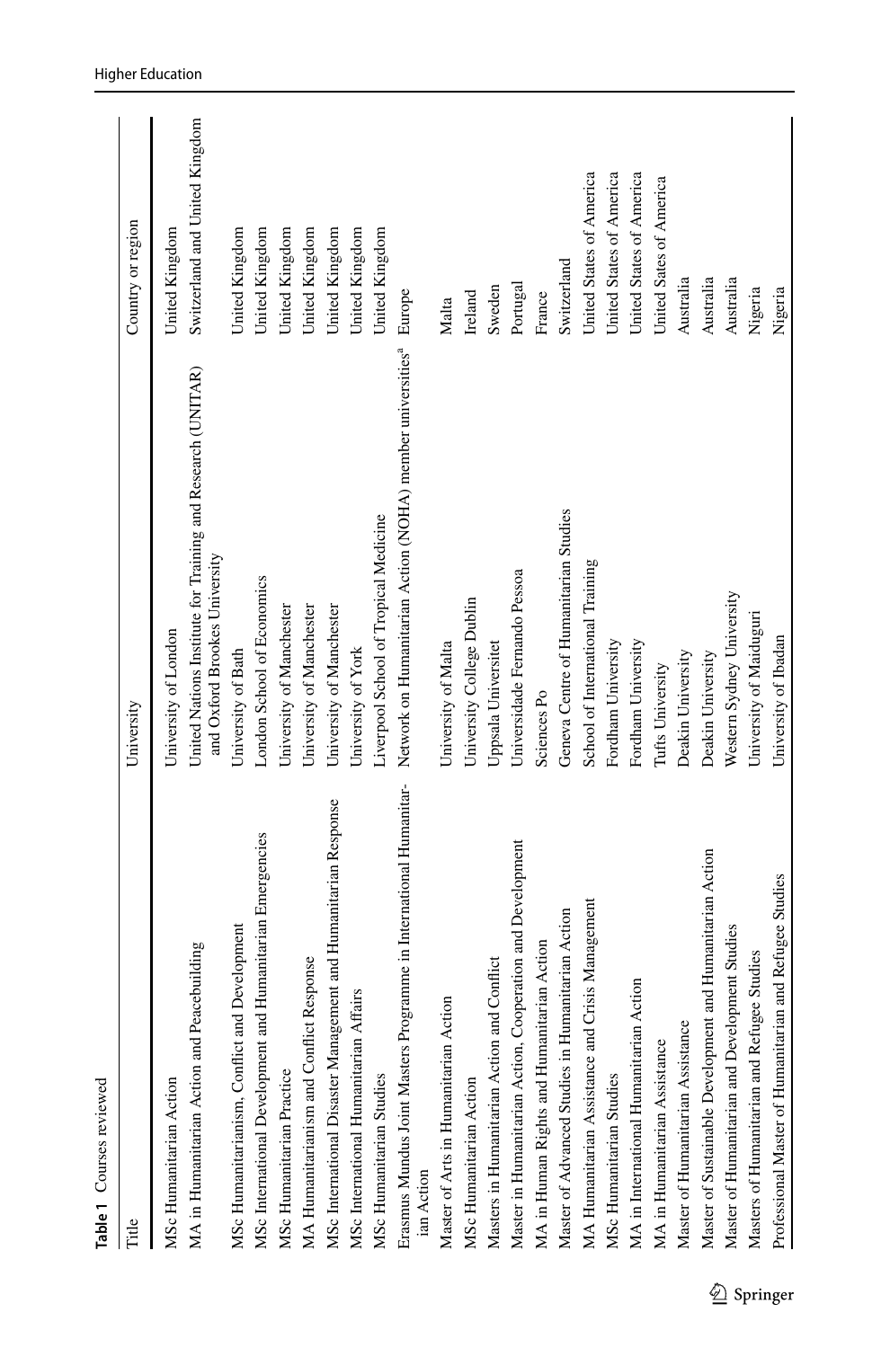**Table 1** Courses reviewed

| Title | University | Country or region |
| --- | --- | --- |
| MSc Humanitarian Action | University of London | United Kingdom |
| MA in Humanitarian Action and Peacebuilding | United Nations Institute for Training and Research (UNITAR) and Oxford Brookes University | Switzerland and United Kingdom |
| MSc Humanitarianism, Conflict and Development | University of Bath | United Kingdom |
| MSc International Development and Humanitarian Emergencies | London School of Economics | United Kingdom |
| MSc Humanitarian Practice | University of Manchester | United Kingdom |
| MA Humanitarianism and Conflict Response | University of Manchester | United Kingdom |
| MSc International Disaster Management and Humanitarian Response | University of Manchester | United Kingdom |
| MSc International Humanitarian Affairs | University of York | United Kingdom |
| MSc Humanitarian Studies | Liverpool School of Tropical Medicine | United Kingdom |
| Erasmus Mundus Joint Masters Programme in International Humanitarian Action | Network on Humanitarian Action (NOHA) member universities[a] | Europe |
| Master of Arts in Humanitarian Action | University of Malta | Malta |
| MSc Humanitarian Action | University College Dublin | Ireland |
| Masters in Humanitarian Action and Conflict | Uppsala Universitet | Sweden |
| Master in Humanitarian Action, Cooperation and Development | Universidade Fernando Pessoa | Portugal |
| MA in Human Rights and Humanitarian Action | Sciences Po | France |
| Master of Advanced Studies in Humanitarian Action | Geneva Centre of Humanitarian Studies | Switzerland |
| MA Humanitarian Assistance and Crisis Management | School of International Training | United States of America |
| MSc Humanitarian Studies | Fordham University | United States of America |
| MA in International Humanitarian Action | Fordham University | United States of America |
| MA in Humanitarian Assistance | Tufts University | United Sates of America |
| Master of Humanitarian Assistance | Deakin University | Australia |
| Master of Sustainable Development and Humanitarian Action | Deakin University | Australia |
| Master of Humanitarian and Development Studies | Western Sydney University | Australia |
| Masters of Humanitarian and Refugee Studies | University of Maiduguri | Nigeria |
| Professional Master of Humanitarian and Refugee Studies | University of Ibadan | Nigeria |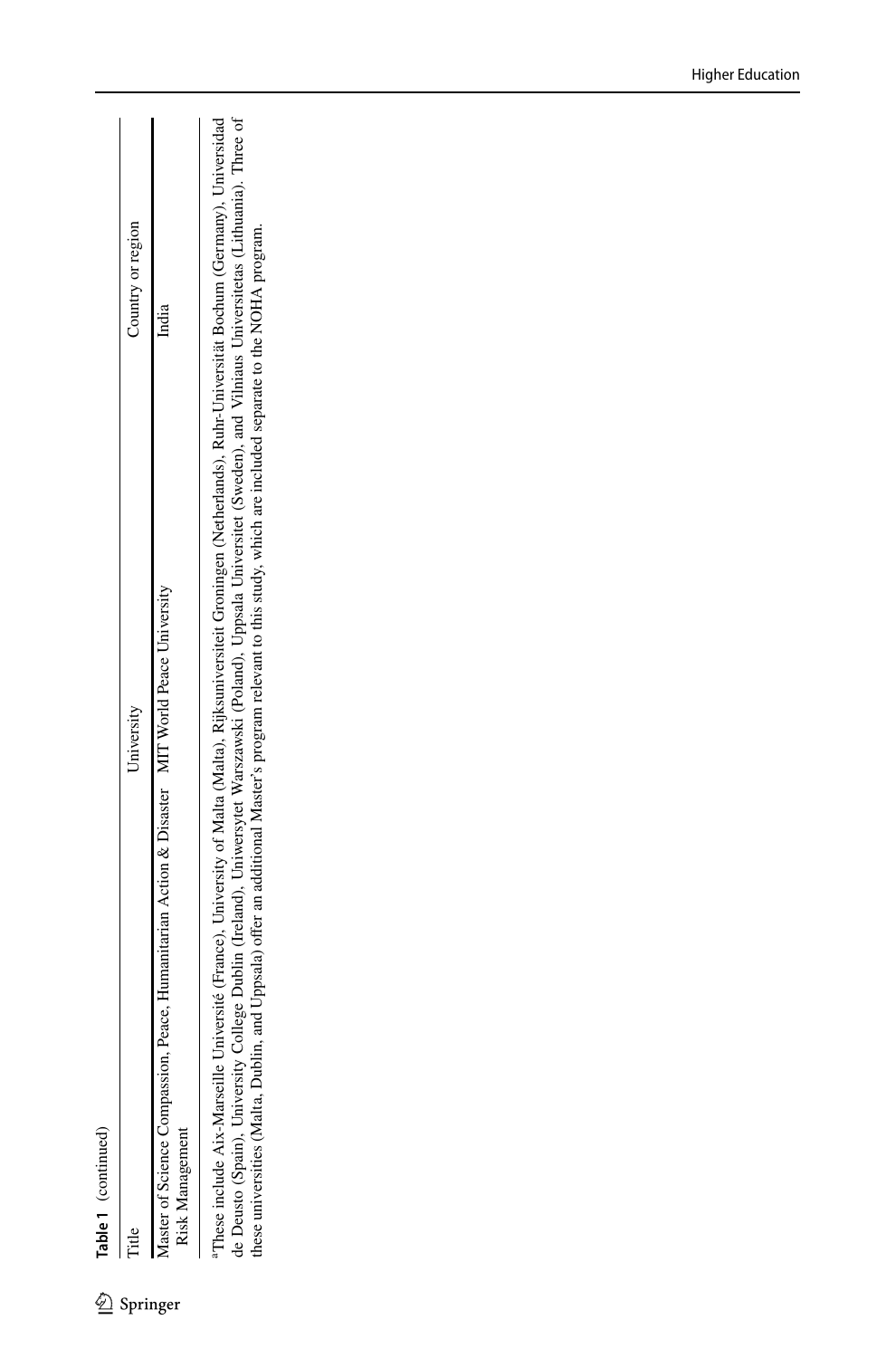**Table 1** (continued)

| Title | University | Country or region |
|---|---|---|
| Master of Science Compassion, Peace, Humanitarian Action & Disaster Risk Management | MIT World Peace University | India |

[a]These include Aix-Marseille Université (France), University of Malta (Malta), Rijksuniversiteit Groningen (Netherlands), Ruhr-Universität Bochum (Germany), Universidad de Deusto (Spain), University College Dublin (Ireland), Uniwersytet Warszawski (Poland), Uppsala Universitet (Sweden), and Vilniaus Universitetas (Lithuania). Three of these universities (Malta, Dublin, and Uppsala) offer an additional Master's program relevant to this study, which are included separate to the NOHA program.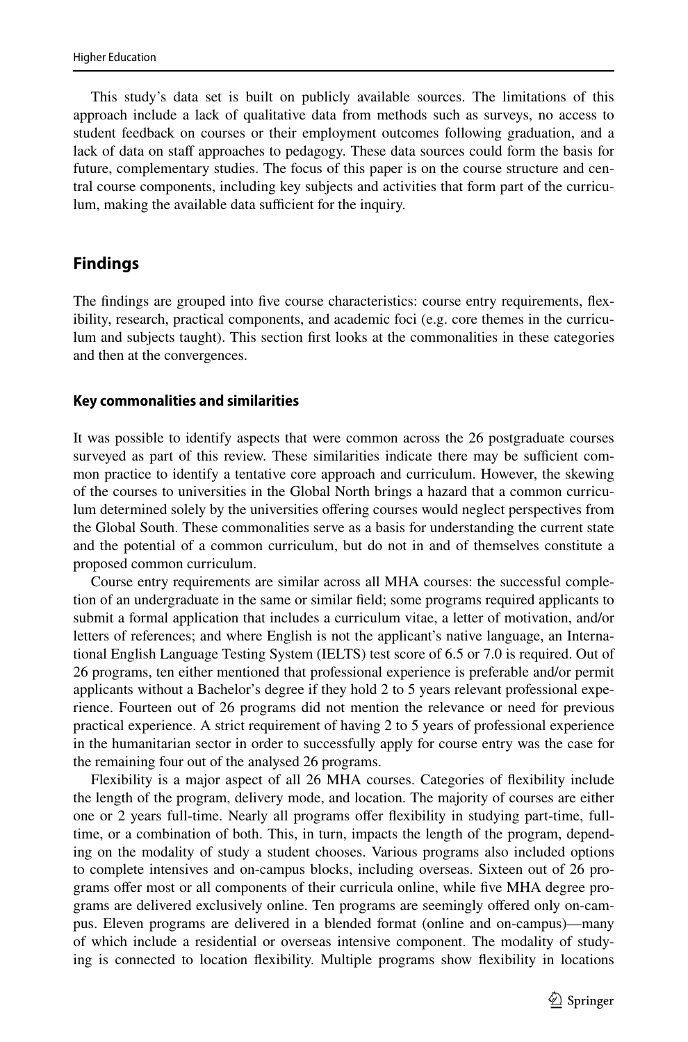This study's data set is built on publicly available sources. The limitations of this approach include a lack of qualitative data from methods such as surveys, no access to student feedback on courses or their employment outcomes following graduation, and a lack of data on staff approaches to pedagogy. These data sources could form the basis for future, complementary studies. The focus of this paper is on the course structure and central course components, including key subjects and activities that form part of the curriculum, making the available data sufficient for the inquiry.

## Findings

The findings are grouped into five course characteristics: course entry requirements, flexibility, research, practical components, and academic foci (e.g. core themes in the curriculum and subjects taught). This section first looks at the commonalities in these categories and then at the convergences.

### Key commonalities and similarities

It was possible to identify aspects that were common across the 26 postgraduate courses surveyed as part of this review. These similarities indicate there may be sufficient common practice to identify a tentative core approach and curriculum. However, the skewing of the courses to universities in the Global North brings a hazard that a common curriculum determined solely by the universities offering courses would neglect perspectives from the Global South. These commonalities serve as a basis for understanding the current state and the potential of a common curriculum, but do not in and of themselves constitute a proposed common curriculum.

Course entry requirements are similar across all MHA courses: the successful completion of an undergraduate in the same or similar field; some programs required applicants to submit a formal application that includes a curriculum vitae, a letter of motivation, and/or letters of references; and where English is not the applicant's native language, an International English Language Testing System (IELTS) test score of 6.5 or 7.0 is required. Out of 26 programs, ten either mentioned that professional experience is preferable and/or permit applicants without a Bachelor's degree if they hold 2 to 5 years relevant professional experience. Fourteen out of 26 programs did not mention the relevance or need for previous practical experience. A strict requirement of having 2 to 5 years of professional experience in the humanitarian sector in order to successfully apply for course entry was the case for the remaining four out of the analysed 26 programs.

Flexibility is a major aspect of all 26 MHA courses. Categories of flexibility include the length of the program, delivery mode, and location. The majority of courses are either one or 2 years full-time. Nearly all programs offer flexibility in studying part-time, full-time, or a combination of both. This, in turn, impacts the length of the program, depending on the modality of study a student chooses. Various programs also included options to complete intensives and on-campus blocks, including overseas. Sixteen out of 26 programs offer most or all components of their curricula online, while five MHA degree programs are delivered exclusively online. Ten programs are seemingly offered only on-campus. Eleven programs are delivered in a blended format (online and on-campus)—many of which include a residential or overseas intensive component. The modality of studying is connected to location flexibility. Multiple programs show flexibility in locations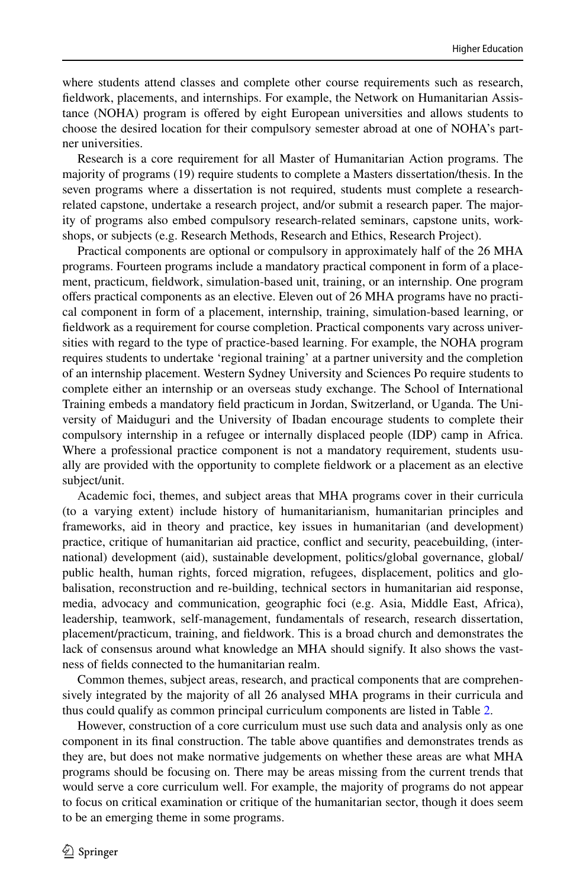where students attend classes and complete other course requirements such as research, fieldwork, placements, and internships. For example, the Network on Humanitarian Assistance (NOHA) program is offered by eight European universities and allows students to choose the desired location for their compulsory semester abroad at one of NOHA's partner universities.

Research is a core requirement for all Master of Humanitarian Action programs. The majority of programs (19) require students to complete a Masters dissertation/thesis. In the seven programs where a dissertation is not required, students must complete a research-related capstone, undertake a research project, and/or submit a research paper. The majority of programs also embed compulsory research-related seminars, capstone units, workshops, or subjects (e.g. Research Methods, Research and Ethics, Research Project).

Practical components are optional or compulsory in approximately half of the 26 MHA programs. Fourteen programs include a mandatory practical component in form of a placement, practicum, fieldwork, simulation-based unit, training, or an internship. One program offers practical components as an elective. Eleven out of 26 MHA programs have no practical component in form of a placement, internship, training, simulation-based learning, or fieldwork as a requirement for course completion. Practical components vary across universities with regard to the type of practice-based learning. For example, the NOHA program requires students to undertake 'regional training' at a partner university and the completion of an internship placement. Western Sydney University and Sciences Po require students to complete either an internship or an overseas study exchange. The School of International Training embeds a mandatory field practicum in Jordan, Switzerland, or Uganda. The University of Maiduguri and the University of Ibadan encourage students to complete their compulsory internship in a refugee or internally displaced people (IDP) camp in Africa. Where a professional practice component is not a mandatory requirement, students usually are provided with the opportunity to complete fieldwork or a placement as an elective subject/unit.

Academic foci, themes, and subject areas that MHA programs cover in their curricula (to a varying extent) include history of humanitarianism, humanitarian principles and frameworks, aid in theory and practice, key issues in humanitarian (and development) practice, critique of humanitarian aid practice, conflict and security, peacebuilding, (international) development (aid), sustainable development, politics/global governance, global/public health, human rights, forced migration, refugees, displacement, politics and globalisation, reconstruction and re-building, technical sectors in humanitarian aid response, media, advocacy and communication, geographic foci (e.g. Asia, Middle East, Africa), leadership, teamwork, self-management, fundamentals of research, research dissertation, placement/practicum, training, and fieldwork. This is a broad church and demonstrates the lack of consensus around what knowledge an MHA should signify. It also shows the vastness of fields connected to the humanitarian realm.

Common themes, subject areas, research, and practical components that are comprehensively integrated by the majority of all 26 analysed MHA programs in their curricula and thus could qualify as common principal curriculum components are listed in Table 2.

However, construction of a core curriculum must use such data and analysis only as one component in its final construction. The table above quantifies and demonstrates trends as they are, but does not make normative judgements on whether these areas are what MHA programs should be focusing on. There may be areas missing from the current trends that would serve a core curriculum well. For example, the majority of programs do not appear to focus on critical examination or critique of the humanitarian sector, though it does seem to be an emerging theme in some programs.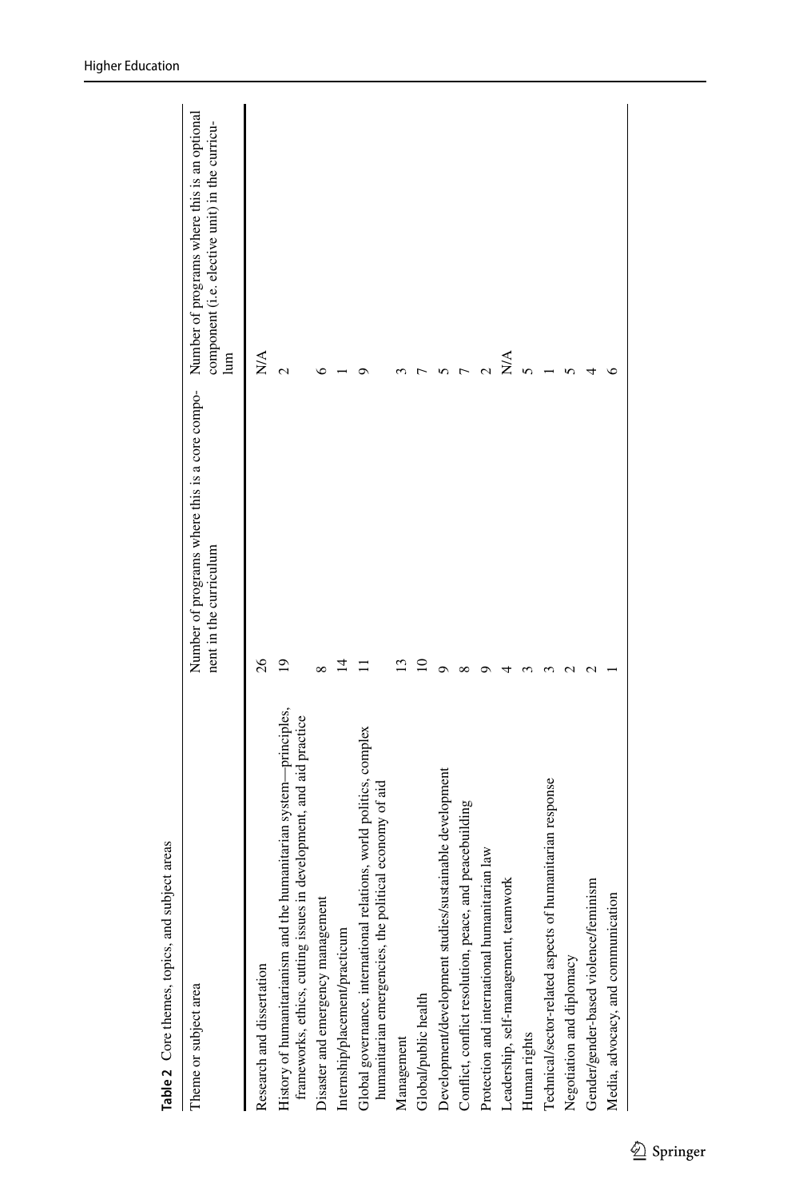**Table 2** Core themes, topics, and subject areas

| Theme or subject area | Number of programs where this is a core component in the curriculum | Number of programs where this is an optional component (i.e. elective unit) in the curriculum |
|---|---|---|
| Research and dissertation | 26 | N/A |
| History of humanitarianism and the humanitarian system—principles, frameworks, ethics, cutting issues in development, and aid practice | 19 | 2 |
| Disaster and emergency management | 8 | 6 |
| Internship/placement/practicum | 14 | 1 |
| Global governance, international relations, world politics, complex humanitarian emergencies, the political economy of aid | 11 | 9 |
| Management | 13 | 3 |
| Global/public health | 10 | 7 |
| Development/development studies/sustainable development | 9 | 5 |
| Conflict, conflict resolution, peace, and peacebuilding | 8 | 7 |
| Protection and international humanitarian law | 9 | 2 |
| Leadership, self-management, teamwork | 4 | N/A |
| Human rights | 3 | 5 |
| Technical/sector-related aspects of humanitarian response | 3 | 1 |
| Negotiation and diplomacy | 2 | 5 |
| Gender/gender-based violence/feminism | 2 | 4 |
| Media, advocacy, and communication | 1 | 6 |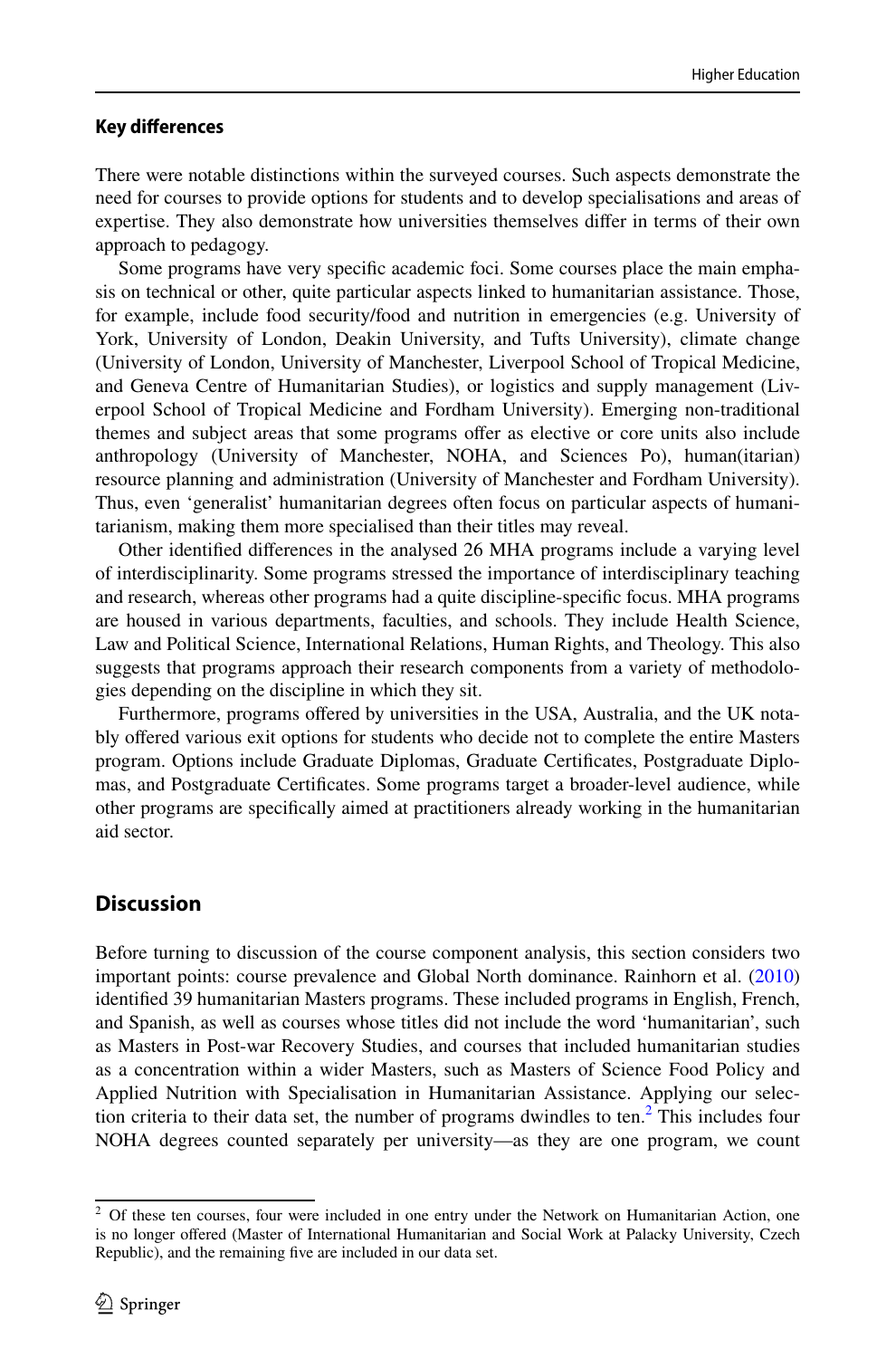### Key differences

There were notable distinctions within the surveyed courses. Such aspects demonstrate the need for courses to provide options for students and to develop specialisations and areas of expertise. They also demonstrate how universities themselves differ in terms of their own approach to pedagogy.

Some programs have very specific academic foci. Some courses place the main emphasis on technical or other, quite particular aspects linked to humanitarian assistance. Those, for example, include food security/food and nutrition in emergencies (e.g. University of York, University of London, Deakin University, and Tufts University), climate change (University of London, University of Manchester, Liverpool School of Tropical Medicine, and Geneva Centre of Humanitarian Studies), or logistics and supply management (Liverpool School of Tropical Medicine and Fordham University). Emerging non-traditional themes and subject areas that some programs offer as elective or core units also include anthropology (University of Manchester, NOHA, and Sciences Po), human(itarian) resource planning and administration (University of Manchester and Fordham University). Thus, even 'generalist' humanitarian degrees often focus on particular aspects of humanitarianism, making them more specialised than their titles may reveal.

Other identified differences in the analysed 26 MHA programs include a varying level of interdisciplinarity. Some programs stressed the importance of interdisciplinary teaching and research, whereas other programs had a quite discipline-specific focus. MHA programs are housed in various departments, faculties, and schools. They include Health Science, Law and Political Science, International Relations, Human Rights, and Theology. This also suggests that programs approach their research components from a variety of methodologies depending on the discipline in which they sit.

Furthermore, programs offered by universities in the USA, Australia, and the UK notably offered various exit options for students who decide not to complete the entire Masters program. Options include Graduate Diplomas, Graduate Certificates, Postgraduate Diplomas, and Postgraduate Certificates. Some programs target a broader-level audience, while other programs are specifically aimed at practitioners already working in the humanitarian aid sector.

## Discussion

Before turning to discussion of the course component analysis, this section considers two important points: course prevalence and Global North dominance. Rainhorn et al. (2010) identified 39 humanitarian Masters programs. These included programs in English, French, and Spanish, as well as courses whose titles did not include the word 'humanitarian', such as Masters in Post-war Recovery Studies, and courses that included humanitarian studies as a concentration within a wider Masters, such as Masters of Science Food Policy and Applied Nutrition with Specialisation in Humanitarian Assistance. Applying our selection criteria to their data set, the number of programs dwindles to ten.[2] This includes four NOHA degrees counted separately per university—as they are one program, we count

[2] Of these ten courses, four were included in one entry under the Network on Humanitarian Action, one is no longer offered (Master of International Humanitarian and Social Work at Palacky University, Czech Republic), and the remaining five are included in our data set.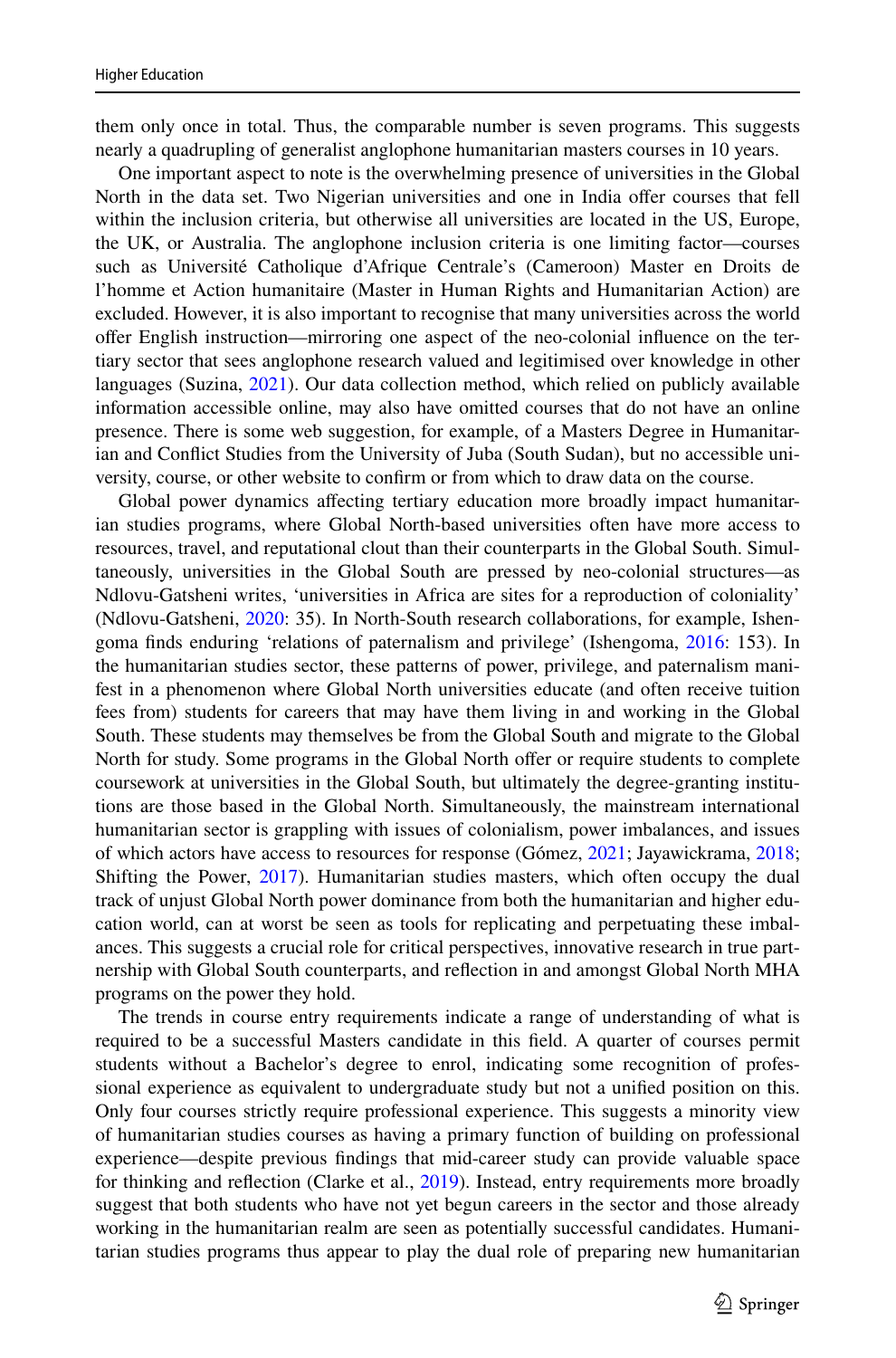them only once in total. Thus, the comparable number is seven programs. This suggests nearly a quadrupling of generalist anglophone humanitarian masters courses in 10 years.

One important aspect to note is the overwhelming presence of universities in the Global North in the data set. Two Nigerian universities and one in India offer courses that fell within the inclusion criteria, but otherwise all universities are located in the US, Europe, the UK, or Australia. The anglophone inclusion criteria is one limiting factor—courses such as Université Catholique d'Afrique Centrale's (Cameroon) Master en Droits de l'homme et Action humanitaire (Master in Human Rights and Humanitarian Action) are excluded. However, it is also important to recognise that many universities across the world offer English instruction—mirroring one aspect of the neo-colonial influence on the tertiary sector that sees anglophone research valued and legitimised over knowledge in other languages (Suzina, 2021). Our data collection method, which relied on publicly available information accessible online, may also have omitted courses that do not have an online presence. There is some web suggestion, for example, of a Masters Degree in Humanitarian and Conflict Studies from the University of Juba (South Sudan), but no accessible university, course, or other website to confirm or from which to draw data on the course.

Global power dynamics affecting tertiary education more broadly impact humanitarian studies programs, where Global North-based universities often have more access to resources, travel, and reputational clout than their counterparts in the Global South. Simultaneously, universities in the Global South are pressed by neo-colonial structures—as Ndlovu-Gatsheni writes, 'universities in Africa are sites for a reproduction of coloniality' (Ndlovu-Gatsheni, 2020: 35). In North-South research collaborations, for example, Ishengoma finds enduring 'relations of paternalism and privilege' (Ishengoma, 2016: 153). In the humanitarian studies sector, these patterns of power, privilege, and paternalism manifest in a phenomenon where Global North universities educate (and often receive tuition fees from) students for careers that may have them living in and working in the Global South. These students may themselves be from the Global South and migrate to the Global North for study. Some programs in the Global North offer or require students to complete coursework at universities in the Global South, but ultimately the degree-granting institutions are those based in the Global North. Simultaneously, the mainstream international humanitarian sector is grappling with issues of colonialism, power imbalances, and issues of which actors have access to resources for response (Gómez, 2021; Jayawickrama, 2018; Shifting the Power, 2017). Humanitarian studies masters, which often occupy the dual track of unjust Global North power dominance from both the humanitarian and higher education world, can at worst be seen as tools for replicating and perpetuating these imbalances. This suggests a crucial role for critical perspectives, innovative research in true partnership with Global South counterparts, and reflection in and amongst Global North MHA programs on the power they hold.

The trends in course entry requirements indicate a range of understanding of what is required to be a successful Masters candidate in this field. A quarter of courses permit students without a Bachelor's degree to enrol, indicating some recognition of professional experience as equivalent to undergraduate study but not a unified position on this. Only four courses strictly require professional experience. This suggests a minority view of humanitarian studies courses as having a primary function of building on professional experience—despite previous findings that mid-career study can provide valuable space for thinking and reflection (Clarke et al., 2019). Instead, entry requirements more broadly suggest that both students who have not yet begun careers in the sector and those already working in the humanitarian realm are seen as potentially successful candidates. Humanitarian studies programs thus appear to play the dual role of preparing new humanitarian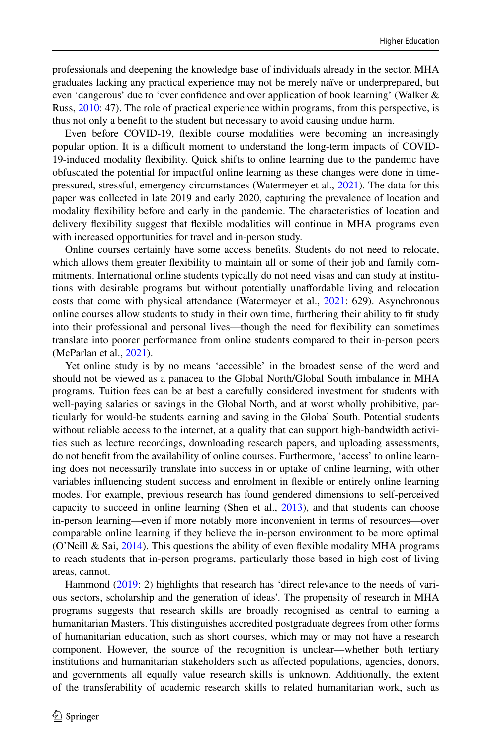professionals and deepening the knowledge base of individuals already in the sector. MHA graduates lacking any practical experience may not be merely naïve or underprepared, but even 'dangerous' due to 'over confidence and over application of book learning' (Walker & Russ, 2010: 47). The role of practical experience within programs, from this perspective, is thus not only a benefit to the student but necessary to avoid causing undue harm.

Even before COVID-19, flexible course modalities were becoming an increasingly popular option. It is a difficult moment to understand the long-term impacts of COVID-19-induced modality flexibility. Quick shifts to online learning due to the pandemic have obfuscated the potential for impactful online learning as these changes were done in time-pressured, stressful, emergency circumstances (Watermeyer et al., 2021). The data for this paper was collected in late 2019 and early 2020, capturing the prevalence of location and modality flexibility before and early in the pandemic. The characteristics of location and delivery flexibility suggest that flexible modalities will continue in MHA programs even with increased opportunities for travel and in-person study.

Online courses certainly have some access benefits. Students do not need to relocate, which allows them greater flexibility to maintain all or some of their job and family commitments. International online students typically do not need visas and can study at institutions with desirable programs but without potentially unaffordable living and relocation costs that come with physical attendance (Watermeyer et al., 2021: 629). Asynchronous online courses allow students to study in their own time, furthering their ability to fit study into their professional and personal lives—though the need for flexibility can sometimes translate into poorer performance from online students compared to their in-person peers (McParlan et al., 2021).

Yet online study is by no means 'accessible' in the broadest sense of the word and should not be viewed as a panacea to the Global North/Global South imbalance in MHA programs. Tuition fees can be at best a carefully considered investment for students with well-paying salaries or savings in the Global North, and at worst wholly prohibitive, particularly for would-be students earning and saving in the Global South. Potential students without reliable access to the internet, at a quality that can support high-bandwidth activities such as lecture recordings, downloading research papers, and uploading assessments, do not benefit from the availability of online courses. Furthermore, 'access' to online learning does not necessarily translate into success in or uptake of online learning, with other variables influencing student success and enrolment in flexible or entirely online learning modes. For example, previous research has found gendered dimensions to self-perceived capacity to succeed in online learning (Shen et al., 2013), and that students can choose in-person learning—even if more notably more inconvenient in terms of resources—over comparable online learning if they believe the in-person environment to be more optimal (O'Neill & Sai, 2014). This questions the ability of even flexible modality MHA programs to reach students that in-person programs, particularly those based in high cost of living areas, cannot.

Hammond (2019: 2) highlights that research has 'direct relevance to the needs of various sectors, scholarship and the generation of ideas'. The propensity of research in MHA programs suggests that research skills are broadly recognised as central to earning a humanitarian Masters. This distinguishes accredited postgraduate degrees from other forms of humanitarian education, such as short courses, which may or may not have a research component. However, the source of the recognition is unclear—whether both tertiary institutions and humanitarian stakeholders such as affected populations, agencies, donors, and governments all equally value research skills is unknown. Additionally, the extent of the transferability of academic research skills to related humanitarian work, such as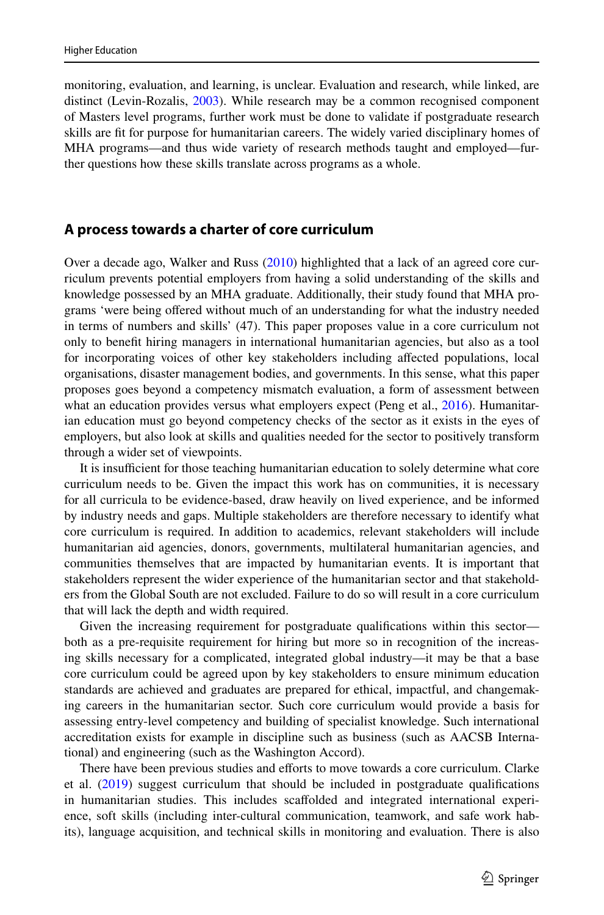monitoring, evaluation, and learning, is unclear. Evaluation and research, while linked, are distinct (Levin-Rozalis, 2003). While research may be a common recognised component of Masters level programs, further work must be done to validate if postgraduate research skills are fit for purpose for humanitarian careers. The widely varied disciplinary homes of MHA programs—and thus wide variety of research methods taught and employed—further questions how these skills translate across programs as a whole.

## A process towards a charter of core curriculum

Over a decade ago, Walker and Russ (2010) highlighted that a lack of an agreed core curriculum prevents potential employers from having a solid understanding of the skills and knowledge possessed by an MHA graduate. Additionally, their study found that MHA programs 'were being offered without much of an understanding for what the industry needed in terms of numbers and skills' (47). This paper proposes value in a core curriculum not only to benefit hiring managers in international humanitarian agencies, but also as a tool for incorporating voices of other key stakeholders including affected populations, local organisations, disaster management bodies, and governments. In this sense, what this paper proposes goes beyond a competency mismatch evaluation, a form of assessment between what an education provides versus what employers expect (Peng et al., 2016). Humanitarian education must go beyond competency checks of the sector as it exists in the eyes of employers, but also look at skills and qualities needed for the sector to positively transform through a wider set of viewpoints.

It is insufficient for those teaching humanitarian education to solely determine what core curriculum needs to be. Given the impact this work has on communities, it is necessary for all curricula to be evidence-based, draw heavily on lived experience, and be informed by industry needs and gaps. Multiple stakeholders are therefore necessary to identify what core curriculum is required. In addition to academics, relevant stakeholders will include humanitarian aid agencies, donors, governments, multilateral humanitarian agencies, and communities themselves that are impacted by humanitarian events. It is important that stakeholders represent the wider experience of the humanitarian sector and that stakeholders from the Global South are not excluded. Failure to do so will result in a core curriculum that will lack the depth and width required.

Given the increasing requirement for postgraduate qualifications within this sector—both as a pre-requisite requirement for hiring but more so in recognition of the increasing skills necessary for a complicated, integrated global industry—it may be that a base core curriculum could be agreed upon by key stakeholders to ensure minimum education standards are achieved and graduates are prepared for ethical, impactful, and changemaking careers in the humanitarian sector. Such core curriculum would provide a basis for assessing entry-level competency and building of specialist knowledge. Such international accreditation exists for example in discipline such as business (such as AACSB International) and engineering (such as the Washington Accord).

There have been previous studies and efforts to move towards a core curriculum. Clarke et al. (2019) suggest curriculum that should be included in postgraduate qualifications in humanitarian studies. This includes scaffolded and integrated international experience, soft skills (including inter-cultural communication, teamwork, and safe work habits), language acquisition, and technical skills in monitoring and evaluation. There is also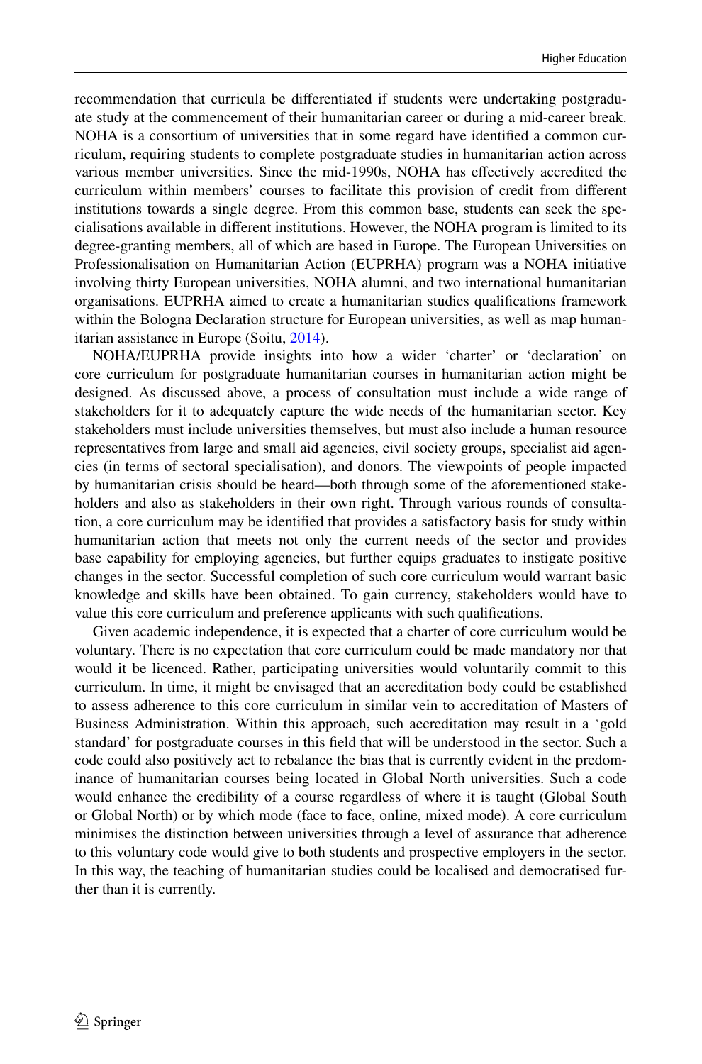recommendation that curricula be differentiated if students were undertaking postgraduate study at the commencement of their humanitarian career or during a mid-career break. NOHA is a consortium of universities that in some regard have identified a common curriculum, requiring students to complete postgraduate studies in humanitarian action across various member universities. Since the mid-1990s, NOHA has effectively accredited the curriculum within members' courses to facilitate this provision of credit from different institutions towards a single degree. From this common base, students can seek the specialisations available in different institutions. However, the NOHA program is limited to its degree-granting members, all of which are based in Europe. The European Universities on Professionalisation on Humanitarian Action (EUPRHA) program was a NOHA initiative involving thirty European universities, NOHA alumni, and two international humanitarian organisations. EUPRHA aimed to create a humanitarian studies qualifications framework within the Bologna Declaration structure for European universities, as well as map humanitarian assistance in Europe (Soitu, 2014).

NOHA/EUPRHA provide insights into how a wider 'charter' or 'declaration' on core curriculum for postgraduate humanitarian courses in humanitarian action might be designed. As discussed above, a process of consultation must include a wide range of stakeholders for it to adequately capture the wide needs of the humanitarian sector. Key stakeholders must include universities themselves, but must also include a human resource representatives from large and small aid agencies, civil society groups, specialist aid agencies (in terms of sectoral specialisation), and donors. The viewpoints of people impacted by humanitarian crisis should be heard—both through some of the aforementioned stakeholders and also as stakeholders in their own right. Through various rounds of consultation, a core curriculum may be identified that provides a satisfactory basis for study within humanitarian action that meets not only the current needs of the sector and provides base capability for employing agencies, but further equips graduates to instigate positive changes in the sector. Successful completion of such core curriculum would warrant basic knowledge and skills have been obtained. To gain currency, stakeholders would have to value this core curriculum and preference applicants with such qualifications.

Given academic independence, it is expected that a charter of core curriculum would be voluntary. There is no expectation that core curriculum could be made mandatory nor that would it be licenced. Rather, participating universities would voluntarily commit to this curriculum. In time, it might be envisaged that an accreditation body could be established to assess adherence to this core curriculum in similar vein to accreditation of Masters of Business Administration. Within this approach, such accreditation may result in a 'gold standard' for postgraduate courses in this field that will be understood in the sector. Such a code could also positively act to rebalance the bias that is currently evident in the predominance of humanitarian courses being located in Global North universities. Such a code would enhance the credibility of a course regardless of where it is taught (Global South or Global North) or by which mode (face to face, online, mixed mode). A core curriculum minimises the distinction between universities through a level of assurance that adherence to this voluntary code would give to both students and prospective employers in the sector. In this way, the teaching of humanitarian studies could be localised and democratised further than it is currently.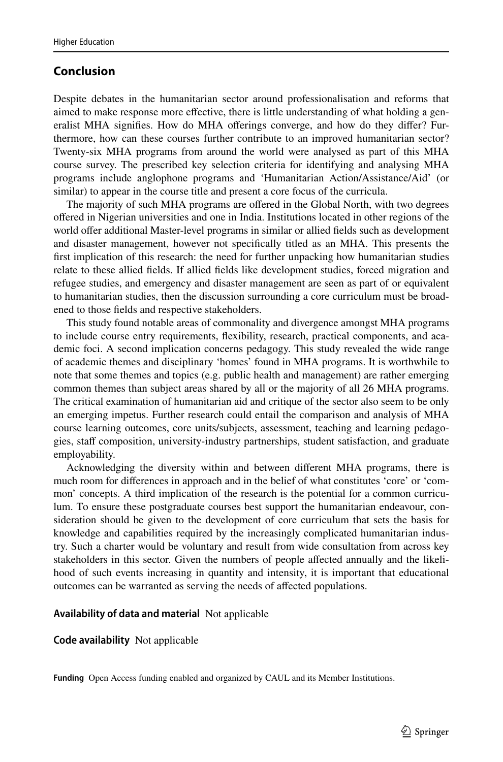## Conclusion

Despite debates in the humanitarian sector around professionalisation and reforms that aimed to make response more effective, there is little understanding of what holding a generalist MHA signifies. How do MHA offerings converge, and how do they differ? Furthermore, how can these courses further contribute to an improved humanitarian sector? Twenty-six MHA programs from around the world were analysed as part of this MHA course survey. The prescribed key selection criteria for identifying and analysing MHA programs include anglophone programs and 'Humanitarian Action/Assistance/Aid' (or similar) to appear in the course title and present a core focus of the curricula.

The majority of such MHA programs are offered in the Global North, with two degrees offered in Nigerian universities and one in India. Institutions located in other regions of the world offer additional Master-level programs in similar or allied fields such as development and disaster management, however not specifically titled as an MHA. This presents the first implication of this research: the need for further unpacking how humanitarian studies relate to these allied fields. If allied fields like development studies, forced migration and refugee studies, and emergency and disaster management are seen as part of or equivalent to humanitarian studies, then the discussion surrounding a core curriculum must be broadened to those fields and respective stakeholders.

This study found notable areas of commonality and divergence amongst MHA programs to include course entry requirements, flexibility, research, practical components, and academic foci. A second implication concerns pedagogy. This study revealed the wide range of academic themes and disciplinary 'homes' found in MHA programs. It is worthwhile to note that some themes and topics (e.g. public health and management) are rather emerging common themes than subject areas shared by all or the majority of all 26 MHA programs. The critical examination of humanitarian aid and critique of the sector also seem to be only an emerging impetus. Further research could entail the comparison and analysis of MHA course learning outcomes, core units/subjects, assessment, teaching and learning pedagogies, staff composition, university-industry partnerships, student satisfaction, and graduate employability.

Acknowledging the diversity within and between different MHA programs, there is much room for differences in approach and in the belief of what constitutes 'core' or 'common' concepts. A third implication of the research is the potential for a common curriculum. To ensure these postgraduate courses best support the humanitarian endeavour, consideration should be given to the development of core curriculum that sets the basis for knowledge and capabilities required by the increasingly complicated humanitarian industry. Such a charter would be voluntary and result from wide consultation from across key stakeholders in this sector. Given the numbers of people affected annually and the likelihood of such events increasing in quantity and intensity, it is important that educational outcomes can be warranted as serving the needs of affected populations.

**Availability of data and material** Not applicable

**Code availability** Not applicable

**Funding** Open Access funding enabled and organized by CAUL and its Member Institutions.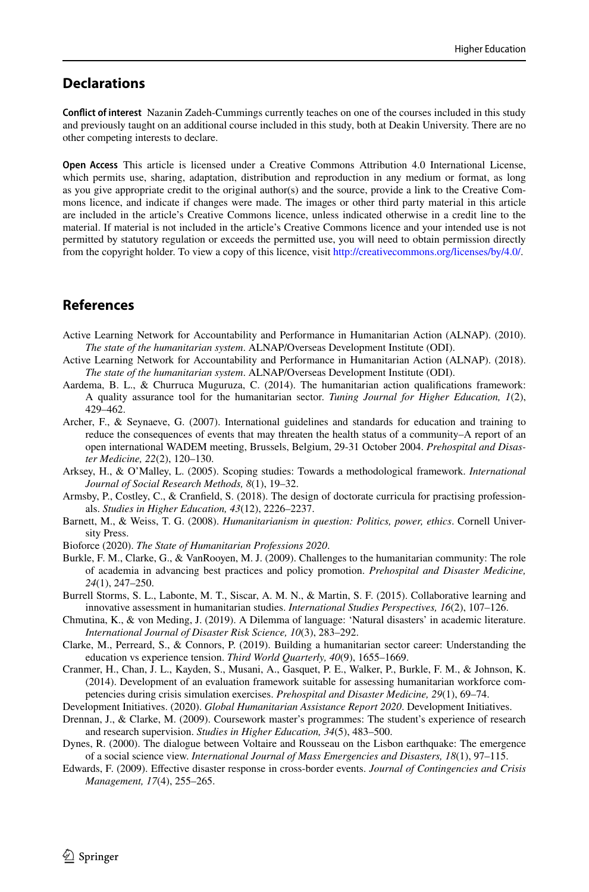## Declarations

**Conflict of interest** Nazanin Zadeh-Cummings currently teaches on one of the courses included in this study and previously taught on an additional course included in this study, both at Deakin University. There are no other competing interests to declare.

**Open Access** This article is licensed under a Creative Commons Attribution 4.0 International License, which permits use, sharing, adaptation, distribution and reproduction in any medium or format, as long as you give appropriate credit to the original author(s) and the source, provide a link to the Creative Commons licence, and indicate if changes were made. The images or other third party material in this article are included in the article's Creative Commons licence, unless indicated otherwise in a credit line to the material. If material is not included in the article's Creative Commons licence and your intended use is not permitted by statutory regulation or exceeds the permitted use, you will need to obtain permission directly from the copyright holder. To view a copy of this licence, visit http://creativecommons.org/licenses/by/4.0/.

## References

Active Learning Network for Accountability and Performance in Humanitarian Action (ALNAP). (2010). *The state of the humanitarian system*. ALNAP/Overseas Development Institute (ODI).

Active Learning Network for Accountability and Performance in Humanitarian Action (ALNAP). (2018). *The state of the humanitarian system*. ALNAP/Overseas Development Institute (ODI).

Aardema, B. L., & Churruca Muguruza, C. (2014). The humanitarian action qualifications framework: A quality assurance tool for the humanitarian sector. *Tuning Journal for Higher Education, 1*(2), 429–462.

Archer, F., & Seynaeve, G. (2007). International guidelines and standards for education and training to reduce the consequences of events that may threaten the health status of a community–A report of an open international WADEM meeting, Brussels, Belgium, 29-31 October 2004. *Prehospital and Disaster Medicine, 22*(2), 120–130.

Arksey, H., & O'Malley, L. (2005). Scoping studies: Towards a methodological framework. *International Journal of Social Research Methods, 8*(1), 19–32.

Armsby, P., Costley, C., & Cranfield, S. (2018). The design of doctorate curricula for practising professionals. *Studies in Higher Education, 43*(12), 2226–2237.

Barnett, M., & Weiss, T. G. (2008). *Humanitarianism in question: Politics, power, ethics*. Cornell University Press.

Bioforce (2020). *The State of Humanitarian Professions 2020*.

Burkle, F. M., Clarke, G., & VanRooyen, M. J. (2009). Challenges to the humanitarian community: The role of academia in advancing best practices and policy promotion. *Prehospital and Disaster Medicine, 24*(1), 247–250.

Burrell Storms, S. L., Labonte, M. T., Siscar, A. M. N., & Martin, S. F. (2015). Collaborative learning and innovative assessment in humanitarian studies. *International Studies Perspectives, 16*(2), 107–126.

Chmutina, K., & von Meding, J. (2019). A Dilemma of language: 'Natural disasters' in academic literature. *International Journal of Disaster Risk Science, 10*(3), 283–292.

Clarke, M., Perreard, S., & Connors, P. (2019). Building a humanitarian sector career: Understanding the education vs experience tension. *Third World Quarterly, 40*(9), 1655–1669.

Cranmer, H., Chan, J. L., Kayden, S., Musani, A., Gasquet, P. E., Walker, P., Burkle, F. M., & Johnson, K. (2014). Development of an evaluation framework suitable for assessing humanitarian workforce competencies during crisis simulation exercises. *Prehospital and Disaster Medicine, 29*(1), 69–74.

Development Initiatives. (2020). *Global Humanitarian Assistance Report 2020*. Development Initiatives.

Drennan, J., & Clarke, M. (2009). Coursework master's programmes: The student's experience of research and research supervision. *Studies in Higher Education, 34*(5), 483–500.

Dynes, R. (2000). The dialogue between Voltaire and Rousseau on the Lisbon earthquake: The emergence of a social science view. *International Journal of Mass Emergencies and Disasters, 18*(1), 97–115.

Edwards, F. (2009). Effective disaster response in cross-border events. *Journal of Contingencies and Crisis Management, 17*(4), 255–265.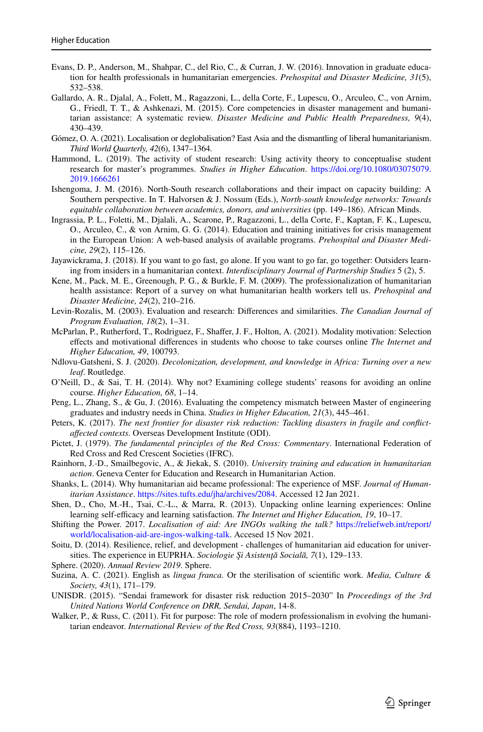Evans, D. P., Anderson, M., Shahpar, C., del Rio, C., & Curran, J. W. (2016). Innovation in graduate education for health professionals in humanitarian emergencies. *Prehospital and Disaster Medicine, 31*(5), 532–538.

Gallardo, A. R., Djalal, A., Folett, M., Ragazzoni, L., della Corte, F., Lupescu, O., Arculeo, C., von Arnim, G., Friedl, T. T., & Ashkenazi, M. (2015). Core competencies in disaster management and humanitarian assistance: A systematic review. *Disaster Medicine and Public Health Preparedness, 9*(4), 430–439.

Gómez, O. A. (2021). Localisation or deglobalisation? East Asia and the dismantling of liberal humanitarianism. *Third World Quarterly, 42*(6), 1347–1364.

Hammond, L. (2019). The activity of student research: Using activity theory to conceptualise student research for master's programmes. *Studies in Higher Education*. https://doi.org/10.1080/03075079.2019.1666261

Ishengoma, J. M. (2016). North-South research collaborations and their impact on capacity building: A Southern perspective. In T. Halvorsen & J. Nossum (Eds.), *North-south knowledge networks: Towards equitable collaboration between academics, donors, and universities* (pp. 149–186). African Minds.

Ingrassia, P. L., Foletti, M., Djalali, A., Scarone, P., Ragazzoni, L., della Corte, F., Kaptan, F. K., Lupescu, O., Arculeo, C., & von Arnim, G. G. (2014). Education and training initiatives for crisis management in the European Union: A web-based analysis of available programs. *Prehospital and Disaster Medicine, 29*(2), 115–126.

Jayawickrama, J. (2018). If you want to go fast, go alone. If you want to go far, go together: Outsiders learning from insiders in a humanitarian context. *Interdisciplinary Journal of Partnership Studies* 5 (2), 5.

Kene, M., Pack, M. E., Greenough, P. G., & Burkle, F. M. (2009). The professionalization of humanitarian health assistance: Report of a survey on what humanitarian health workers tell us. *Prehospital and Disaster Medicine, 24*(2), 210–216.

Levin-Rozalis, M. (2003). Evaluation and research: Differences and similarities. *The Canadian Journal of Program Evaluation, 18*(2), 1–31.

McParlan, P., Rutherford, T., Rodriguez, F., Shaffer, J. F., Holton, A. (2021). Modality motivation: Selection effects and motivational differences in students who choose to take courses online *The Internet and Higher Education, 49*, 100793.

Ndlovu-Gatsheni, S. J. (2020). *Decolonization, development, and knowledge in Africa: Turning over a new leaf*. Routledge.

O'Neill, D., & Sai, T. H. (2014). Why not? Examining college students' reasons for avoiding an online course. *Higher Education, 68*, 1–14.

Peng, L., Zhang, S., & Gu, J. (2016). Evaluating the competency mismatch between Master of engineering graduates and industry needs in China. *Studies in Higher Education, 21*(3), 445–461.

Peters, K. (2017). *The next frontier for disaster risk reduction: Tackling disasters in fragile and conflict-affected contexts*. Overseas Development Institute (ODI).

Pictet, J. (1979). *The fundamental principles of the Red Cross: Commentary*. International Federation of Red Cross and Red Crescent Societies (IFRC).

Rainhorn, J.-D., Smailbegovic, A., & Jiekak, S. (2010). *University training and education in humanitarian action*. Geneva Center for Education and Research in Humanitarian Action.

Shanks, L. (2014). Why humanitarian aid became professional: The experience of MSF. *Journal of Humanitarian Assistance*. https://sites.tufts.edu/jha/archives/2084. Accessed 12 Jan 2021.

Shen, D., Cho, M.-H., Tsai, C.-L., & Marra, R. (2013). Unpacking online learning experiences: Online learning self-efficacy and learning satisfaction. *The Internet and Higher Education, 19*, 10–17.

Shifting the Power. 2017. *Localisation of aid: Are INGOs walking the talk?* https://reliefweb.int/report/world/localisation-aid-are-ingos-walking-talk. Accesed 15 Nov 2021.

Soitu, D. (2014). Resilience, relief, and development - challenges of humanitarian aid education for universities. The experience in EUPRHA. *Sociologie Şi Asistenţă Socială, 7*(1), 129–133.

Sphere. (2020). *Annual Review 2019*. Sphere.

Suzina, A. C. (2021). English as *lingua franca.* Or the sterilisation of scientific work. *Media, Culture & Society, 43*(1), 171–179.

UNISDR. (2015). "Sendai framework for disaster risk reduction 2015–2030" In *Proceedings of the 3rd United Nations World Conference on DRR, Sendai, Japan*, 14-8.

Walker, P., & Russ, C. (2011). Fit for purpose: The role of modern professionalism in evolving the humanitarian endeavor. *International Review of the Red Cross, 93*(884), 1193–1210.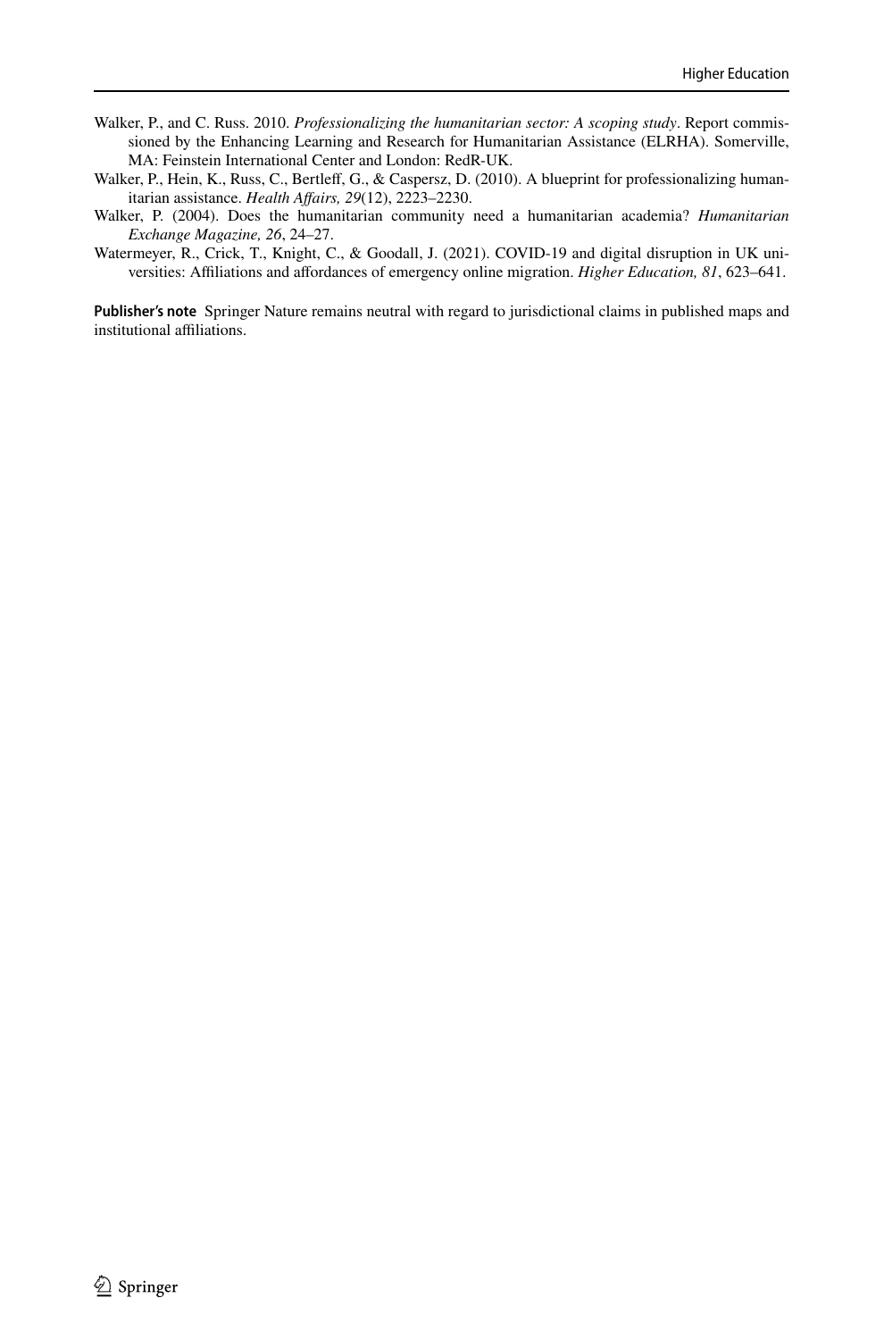Walker, P., and C. Russ. 2010. *Professionalizing the humanitarian sector: A scoping study*. Report commissioned by the Enhancing Learning and Research for Humanitarian Assistance (ELRHA). Somerville, MA: Feinstein International Center and London: RedR-UK.

Walker, P., Hein, K., Russ, C., Bertleff, G., & Caspersz, D. (2010). A blueprint for professionalizing humanitarian assistance. *Health Affairs, 29*(12), 2223–2230.

Walker, P. (2004). Does the humanitarian community need a humanitarian academia? *Humanitarian Exchange Magazine, 26*, 24–27.

Watermeyer, R., Crick, T., Knight, C., & Goodall, J. (2021). COVID-19 and digital disruption in UK universities: Affiliations and affordances of emergency online migration. *Higher Education, 81*, 623–641.

**Publisher's note** Springer Nature remains neutral with regard to jurisdictional claims in published maps and institutional affiliations.